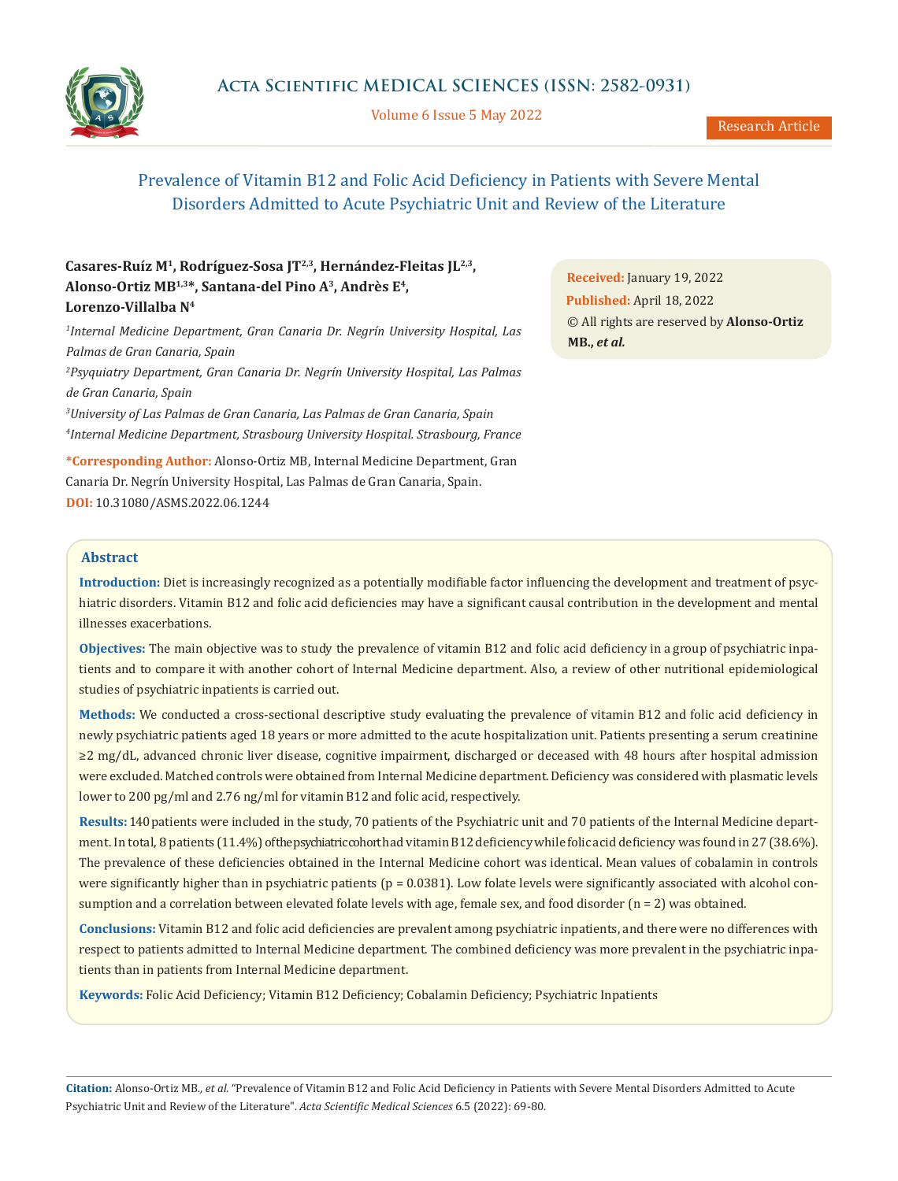# Prevalence of Vitamin B12 and Folic Acid Deficiency in Patients with Severe Mental Disorders Admitted to Acute Psychiatric Unit and Review of the Literature

**Casares-Ruíz M[1], Rodríguez-Sosa JT[2,3], Hernández-Fleitas JL[2,3], Alonso-Ortiz MB[1,3]*, Santana-del Pino A[3], Andrès E[4], Lorenzo-Villalba N[4]**

[1]*Internal Medicine Department, Gran Canaria Dr. Negrín University Hospital, Las Palmas de Gran Canaria, Spain*

[2]*Psyquiatry Department, Gran Canaria Dr. Negrín University Hospital, Las Palmas de Gran Canaria, Spain*

[3]*University of Las Palmas de Gran Canaria, Las Palmas de Gran Canaria, Spain*

[4]*Internal Medicine Department, Strasbourg University Hospital. Strasbourg, France*

**\*Corresponding Author:** Alonso-Ortiz MB, Internal Medicine Department, Gran Canaria Dr. Negrín University Hospital, Las Palmas de Gran Canaria, Spain.

**DOI:** 10.31080/ASMS.2022.06.1244

**Received:** January 19, 2022

**Published:** April 18, 2022

© All rights are reserved by **Alonso-Ortiz MB., *et al.***

## Abstract

**Introduction:** Diet is increasingly recognized as a potentially modifiable factor influencing the development and treatment of psychiatric disorders. Vitamin B12 and folic acid deficiencies may have a significant causal contribution in the development and mental illnesses exacerbations.

**Objectives:** The main objective was to study the prevalence of vitamin B12 and folic acid deficiency in a group of psychiatric inpatients and to compare it with another cohort of Internal Medicine department. Also, a review of other nutritional epidemiological studies of psychiatric inpatients is carried out.

**Methods:** We conducted a cross-sectional descriptive study evaluating the prevalence of vitamin B12 and folic acid deficiency in newly psychiatric patients aged 18 years or more admitted to the acute hospitalization unit. Patients presenting a serum creatinine ≥2 mg/dL, advanced chronic liver disease, cognitive impairment, discharged or deceased with 48 hours after hospital admission were excluded. Matched controls were obtained from Internal Medicine department. Deficiency was considered with plasmatic levels lower to 200 pg/ml and 2.76 ng/ml for vitamin B12 and folic acid, respectively.

**Results:** 140 patients were included in the study, 70 patients of the Psychiatric unit and 70 patients of the Internal Medicine department. In total, 8 patients (11.4%) of the psychiatric cohort had vitamin B12 deficiency while folic acid deficiency was found in 27 (38.6%). The prevalence of these deficiencies obtained in the Internal Medicine cohort was identical. Mean values of cobalamin in controls were significantly higher than in psychiatric patients ($p = 0.0381$). Low folate levels were significantly associated with alcohol consumption and a correlation between elevated folate levels with age, female sex, and food disorder ($n = 2$) was obtained.

**Conclusions:** Vitamin B12 and folic acid deficiencies are prevalent among psychiatric inpatients, and there were no differences with respect to patients admitted to Internal Medicine department. The combined deficiency was more prevalent in the psychiatric inpatients than in patients from Internal Medicine department.

**Keywords:** Folic Acid Deficiency; Vitamin B12 Deficiency; Cobalamin Deficiency; Psychiatric Inpatients

**Citation:** Alonso-Ortiz MB., *et al.* "Prevalence of Vitamin B12 and Folic Acid Deficiency in Patients with Severe Mental Disorders Admitted to Acute Psychiatric Unit and Review of the Literature". *Acta Scientific Medical Sciences* 6.5 (2022): 69-80.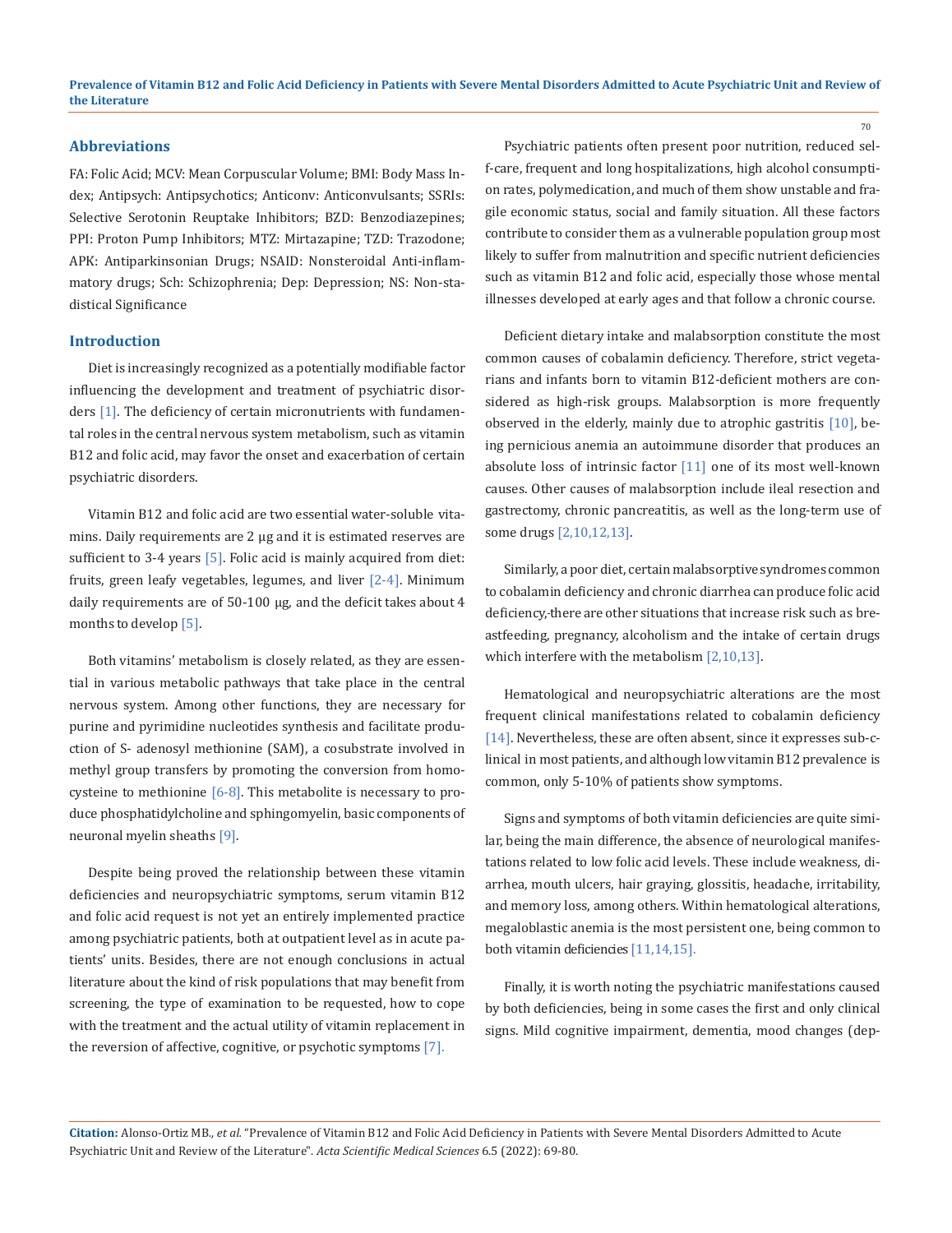## Abbreviations

FA: Folic Acid; MCV: Mean Corpuscular Volume; BMI: Body Mass Index; Antipsych: Antipsychotics; Anticonv: Anticonvulsants; SSRIs: Selective Serotonin Reuptake Inhibitors; BZD: Benzodiazepines; PPI: Proton Pump Inhibitors; MTZ: Mirtazapine; TZD: Trazodone; APK: Antiparkinsonian Drugs; NSAID: Nonsteroidal Anti-inflammatory drugs; Sch: Schizophrenia; Dep: Depression; NS: Non-stadistical Significance

## Introduction

Diet is increasingly recognized as a potentially modifiable factor influencing the development and treatment of psychiatric disorders [1]. The deficiency of certain micronutrients with fundamental roles in the central nervous system metabolism, such as vitamin B12 and folic acid, may favor the onset and exacerbation of certain psychiatric disorders.

Vitamin B12 and folic acid are two essential water-soluble vitamins. Daily requirements are 2 µg and it is estimated reserves are sufficient to 3-4 years [5]. Folic acid is mainly acquired from diet: fruits, green leafy vegetables, legumes, and liver [2-4]. Minimum daily requirements are of 50-100 µg, and the deficit takes about 4 months to develop [5].

Both vitamins' metabolism is closely related, as they are essential in various metabolic pathways that take place in the central nervous system. Among other functions, they are necessary for purine and pyrimidine nucleotides synthesis and facilitate production of S- adenosyl methionine (SAM), a cosubstrate involved in methyl group transfers by promoting the conversion from homocysteine to methionine [6-8]. This metabolite is necessary to produce phosphatidylcholine and sphingomyelin, basic components of neuronal myelin sheaths [9].

Despite being proved the relationship between these vitamin deficiencies and neuropsychiatric symptoms, serum vitamin B12 and folic acid request is not yet an entirely implemented practice among psychiatric patients, both at outpatient level as in acute patients' units. Besides, there are not enough conclusions in actual literature about the kind of risk populations that may benefit from screening, the type of examination to be requested, how to cope with the treatment and the actual utility of vitamin replacement in the reversion of affective, cognitive, or psychotic symptoms [7].

Psychiatric patients often present poor nutrition, reduced self-care, frequent and long hospitalizations, high alcohol consumption rates, polymedication, and much of them show unstable and fragile economic status, social and family situation. All these factors contribute to consider them as a vulnerable population group most likely to suffer from malnutrition and specific nutrient deficiencies such as vitamin B12 and folic acid, especially those whose mental illnesses developed at early ages and that follow a chronic course.

Deficient dietary intake and malabsorption constitute the most common causes of cobalamin deficiency. Therefore, strict vegetarians and infants born to vitamin B12-deficient mothers are considered as high-risk groups. Malabsorption is more frequently observed in the elderly, mainly due to atrophic gastritis [10], being pernicious anemia an autoimmune disorder that produces an absolute loss of intrinsic factor [11] one of its most well-known causes. Other causes of malabsorption include ileal resection and gastrectomy, chronic pancreatitis, as well as the long-term use of some drugs [2,10,12,13].

Similarly, a poor diet, certain malabsorptive syndromes common to cobalamin deficiency and chronic diarrhea can produce folic acid deficiency, there are other situations that increase risk such as breastfeeding, pregnancy, alcoholism and the intake of certain drugs which interfere with the metabolism [2,10,13].

Hematological and neuropsychiatric alterations are the most frequent clinical manifestations related to cobalamin deficiency [14]. Nevertheless, these are often absent, since it expresses sub-clinical in most patients, and although low vitamin B12 prevalence is common, only 5-10% of patients show symptoms.

Signs and symptoms of both vitamin deficiencies are quite similar, being the main difference, the absence of neurological manifestations related to low folic acid levels. These include weakness, diarrhea, mouth ulcers, hair graying, glossitis, headache, irritability, and memory loss, among others. Within hematological alterations, megaloblastic anemia is the most persistent one, being common to both vitamin deficiencies [11,14,15].

Finally, it is worth noting the psychiatric manifestations caused by both deficiencies, being in some cases the first and only clinical signs. Mild cognitive impairment, dementia, mood changes (dep-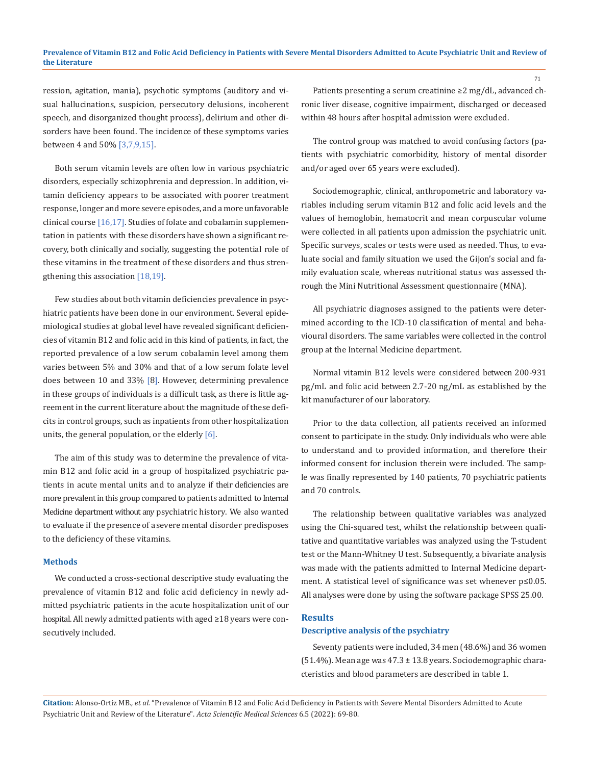ression, agitation, mania), psychotic symptoms (auditory and visual hallucinations, suspicion, persecutory delusions, incoherent speech, and disorganized thought process), delirium and other disorders have been found. The incidence of these symptoms varies between 4 and 50% [3,7,9,15].

Both serum vitamin levels are often low in various psychiatric disorders, especially schizophrenia and depression. In addition, vitamin deficiency appears to be associated with poorer treatment response, longer and more severe episodes, and a more unfavorable clinical course [16,17]. Studies of folate and cobalamin supplementation in patients with these disorders have shown a significant recovery, both clinically and socially, suggesting the potential role of these vitamins in the treatment of these disorders and thus strengthening this association [18,19].

Few studies about both vitamin deficiencies prevalence in psychiatric patients have been done in our environment. Several epidemiological studies at global level have revealed significant deficiencies of vitamin B12 and folic acid in this kind of patients, in fact, the reported prevalence of a low serum cobalamin level among them varies between 5% and 30% and that of a low serum folate level does between 10 and 33% [8]. However, determining prevalence in these groups of individuals is a difficult task, as there is little agreement in the current literature about the magnitude of these deficits in control groups, such as inpatients from other hospitalization units, the general population, or the elderly [6].

The aim of this study was to determine the prevalence of vitamin B12 and folic acid in a group of hospitalized psychiatric patients in acute mental units and to analyze if their deficiencies are more prevalent in this group compared to patients admitted to Internal Medicine department without any psychiatric history. We also wanted to evaluate if the presence of a severe mental disorder predisposes to the deficiency of these vitamins.

### Methods

We conducted a cross-sectional descriptive study evaluating the prevalence of vitamin B12 and folic acid deficiency in newly admitted psychiatric patients in the acute hospitalization unit of our hospital. All newly admitted patients with aged ≥18 years were consecutively included.

Patients presenting a serum creatinine ≥2 mg/dL, advanced chronic liver disease, cognitive impairment, discharged or deceased within 48 hours after hospital admission were excluded.

The control group was matched to avoid confusing factors (patients with psychiatric comorbidity, history of mental disorder and/or aged over 65 years were excluded).

Sociodemographic, clinical, anthropometric and laboratory variables including serum vitamin B12 and folic acid levels and the values of hemoglobin, hematocrit and mean corpuscular volume were collected in all patients upon admission the psychiatric unit. Specific surveys, scales or tests were used as needed. Thus, to evaluate social and family situation we used the Gijon's social and family evaluation scale, whereas nutritional status was assessed through the Mini Nutritional Assessment questionnaire (MNA).

All psychiatric diagnoses assigned to the patients were determined according to the ICD-10 classification of mental and behavioural disorders. The same variables were collected in the control group at the Internal Medicine department.

Normal vitamin B12 levels were considered between 200-931 pg/mL and folic acid between 2.7-20 ng/mL as established by the kit manufacturer of our laboratory.

Prior to the data collection, all patients received an informed consent to participate in the study. Only individuals who were able to understand and to provided information, and therefore their informed consent for inclusion therein were included. The sample was finally represented by 140 patients, 70 psychiatric patients and 70 controls.

The relationship between qualitative variables was analyzed using the Chi-squared test, whilst the relationship between qualitative and quantitative variables was analyzed using the T-student test or the Mann-Whitney U test. Subsequently, a bivariate analysis was made with the patients admitted to Internal Medicine department. A statistical level of significance was set whenever $p \leq 0.05$. All analyses were done by using the software package SPSS 25.00.

### Results

#### Descriptive analysis of the psychiatry

Seventy patients were included, 34 men (48.6%) and 36 women (51.4%). Mean age was 47.3 ± 13.8 years. Sociodemographic characteristics and blood parameters are described in table 1.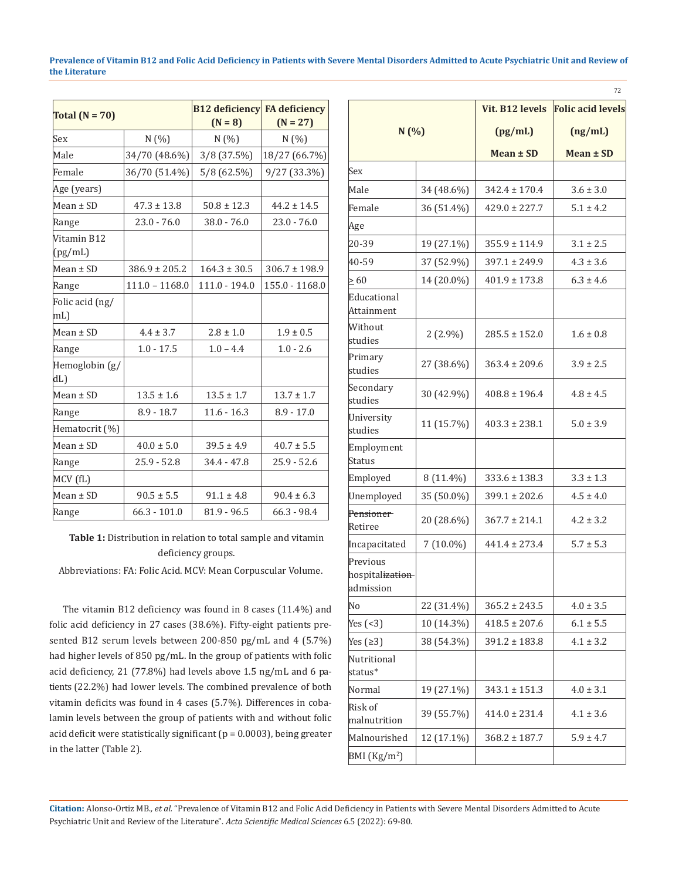| Total (N = 70) | | B12 deficiency (N = 8) | FA deficiency (N = 27) |
|---|---|---|---|
| Sex | N (%) | N (%) | N (%) |
| Male | 34/70 (48.6%) | 3/8 (37.5%) | 18/27 (66.7%) |
| Female | 36/70 (51.4%) | 5/8 (62.5%) | 9/27 (33.3%) |
| Age (years) | | | |
| Mean ± SD | 47.3 ± 13.8 | 50.8 ± 12.3 | 44.2 ± 14.5 |
| Range | 23.0 - 76.0 | 38.0 - 76.0 | 23.0 - 76.0 |
| Vitamin B12 (pg/mL) | | | |
| Mean ± SD | 386.9 ± 205.2 | 164.3 ± 30.5 | 306.7 ± 198.9 |
| Range | 111.0 – 1168.0 | 111.0 - 194.0 | 155.0 - 1168.0 |
| Folic acid (ng/mL) | | | |
| Mean ± SD | 4.4 ± 3.7 | 2.8 ± 1.0 | 1.9 ± 0.5 |
| Range | 1.0 - 17.5 | 1.0 – 4.4 | 1.0 - 2.6 |
| Hemoglobin (g/dL) | | | |
| Mean ± SD | 13.5 ± 1.6 | 13.5 ± 1.7 | 13.7 ± 1.7 |
| Range | 8.9 - 18.7 | 11.6 - 16.3 | 8.9 - 17.0 |
| Hematocrit (%) | | | |
| Mean ± SD | 40.0 ± 5.0 | 39.5 ± 4.9 | 40.7 ± 5.5 |
| Range | 25.9 - 52.8 | 34.4 - 47.8 | 25.9 - 52.6 |
| MCV (fL) | | | |
| Mean ± SD | 90.5 ± 5.5 | 91.1 ± 4.8 | 90.4 ± 6.3 |
| Range | 66.3 - 101.0 | 81.9 - 96.5 | 66.3 - 98.4 |

**Table 1:** Distribution in relation to total sample and vitamin deficiency groups.

Abbreviations: FA: Folic Acid. MCV: Mean Corpuscular Volume.

The vitamin B12 deficiency was found in 8 cases (11.4%) and folic acid deficiency in 27 cases (38.6%). Fifty-eight patients presented B12 serum levels between 200-850 pg/mL and 4 (5.7%) had higher levels of 850 pg/mL. In the group of patients with folic acid deficiency, 21 (77.8%) had levels above 1.5 ng/mL and 6 patients (22.2%) had lower levels. The combined prevalence of both vitamin deficits was found in 4 cases (5.7%). Differences in cobalamin levels between the group of patients with and without folic acid deficit were statistically significant ($p = 0.0003$), being greater in the latter (Table 2).

| N (%) | | Vit. B12 levels (pg/mL) Mean ± SD | Folic acid levels (ng/mL) Mean ± SD |
|---|---|---|---|
| Sex | | | |
| Male | 34 (48.6%) | 342.4 ± 170.4 | 3.6 ± 3.0 |
| Female | 36 (51.4%) | 429.0 ± 227.7 | 5.1 ± 4.2 |
| Age | | | |
| 20-39 | 19 (27.1%) | 355.9 ± 114.9 | 3.1 ± 2.5 |
| 40-59 | 37 (52.9%) | 397.1 ± 249.9 | 4.3 ± 3.6 |
| ≥ 60 | 14 (20.0%) | 401.9 ± 173.8 | 6.3 ± 4.6 |
| Educational Attainment | | | |
| Without studies | 2 (2.9%) | 285.5 ± 152.0 | 1.6 ± 0.8 |
| Primary studies | 27 (38.6%) | 363.4 ± 209.6 | 3.9 ± 2.5 |
| Secondary studies | 30 (42.9%) | 408.8 ± 196.4 | 4.8 ± 4.5 |
| University studies | 11 (15.7%) | 403.3 ± 238.1 | 5.0 ± 3.9 |
| Employment Status | | | |
| Employed | 8 (11.4%) | 333.6 ± 138.3 | 3.3 ± 1.3 |
| Unemployed | 35 (50.0%) | 399.1 ± 202.6 | 4.5 ± 4.0 |
| ~~Pensioner~~ Retiree | 20 (28.6%) | 367.7 ± 214.1 | 4.2 ± 3.2 |
| Incapacitated | 7 (10.0%) | 441.4 ± 273.4 | 5.7 ± 5.3 |
| Previous hospital~~ization~~ admission | | | |
| No | 22 (31.4%) | 365.2 ± 243.5 | 4.0 ± 3.5 |
| Yes (<3) | 10 (14.3%) | 418.5 ± 207.6 | 6.1 ± 5.5 |
| Yes (≥3) | 38 (54.3%) | 391.2 ± 183.8 | 4.1 ± 3.2 |
| Nutritional status* | | | |
| Normal | 19 (27.1%) | 343.1 ± 151.3 | 4.0 ± 3.1 |
| Risk of malnutrition | 39 (55.7%) | 414.0 ± 231.4 | 4.1 ± 3.6 |
| Malnourished | 12 (17.1%) | 368.2 ± 187.7 | 5.9 ± 4.7 |
| BMI ($Kg/m^2$) | | | |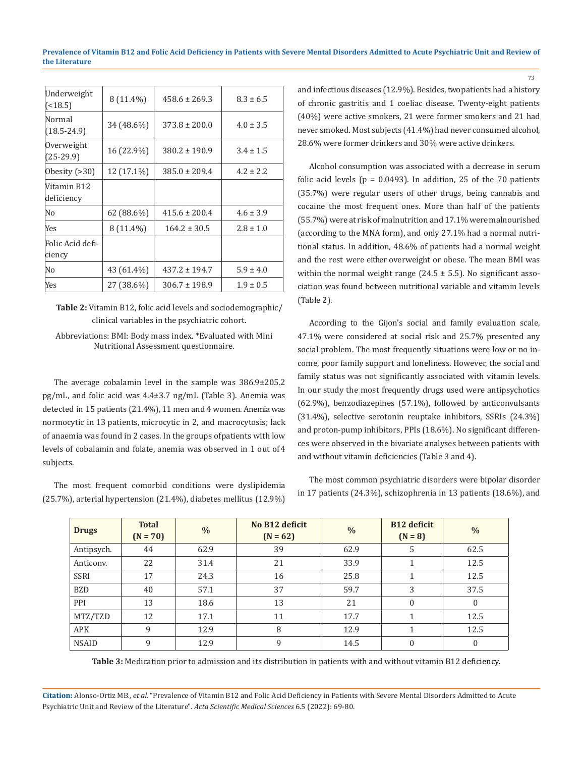| | | | |
|---|---|---|---|
| Underweight (<18.5) | 8 (11.4%) | 458.6 ± 269.3 | 8.3 ± 6.5 |
| Normal (18.5-24.9) | 34 (48.6%) | 373.8 ± 200.0 | 4.0 ± 3.5 |
| Overweight (25-29.9) | 16 (22.9%) | 380.2 ± 190.9 | 3.4 ± 1.5 |
| Obesity (>30) | 12 (17.1%) | 385.0 ± 209.4 | 4.2 ± 2.2 |
| Vitamin B12 deficiency | | | |
| No | 62 (88.6%) | 415.6 ± 200.4 | 4.6 ± 3.9 |
| Yes | 8 (11.4%) | 164.2 ± 30.5 | 2.8 ± 1.0 |
| Folic Acid deficiency | | | |
| No | 43 (61.4%) | 437.2 ± 194.7 | 5.9 ± 4.0 |
| Yes | 27 (38.6%) | 306.7 ± 198.9 | 1.9 ± 0.5 |

**Table 2:** Vitamin B12, folic acid levels and sociodemographic/ clinical variables in the psychiatric cohort.

Abbreviations: BMI: Body mass index. *Evaluated with Mini Nutritional Assessment questionnaire.

The average cobalamin level in the sample was 386.9±205.2 pg/mL, and folic acid was 4.4±3.7 ng/mL (Table 3). Anemia was detected in 15 patients (21.4%), 11 men and 4 women. Anemia was normocytic in 13 patients, microcytic in 2, and macrocytosis; lack of anaemia was found in 2 cases. In the groups ofpatients with low levels of cobalamin and folate, anemia was observed in 1 out of4 subjects.

The most frequent comorbid conditions were dyslipidemia (25.7%), arterial hypertension (21.4%), diabetes mellitus (12.9%) and infectious diseases (12.9%). Besides, twopatients had a history of chronic gastritis and 1 coeliac disease. Twenty-eight patients (40%) were active smokers, 21 were former smokers and 21 had never smoked. Most subjects (41.4%) had never consumed alcohol, 28.6% were former drinkers and 30% were active drinkers.

Alcohol consumption was associated with a decrease in serum folic acid levels ($p = 0.0493$). In addition, 25 of the 70 patients (35.7%) were regular users of other drugs, being cannabis and cocaine the most frequent ones. More than half of the patients (55.7%) were at risk of malnutrition and 17.1% were malnourished (according to the MNA form), and only 27.1% had a normal nutritional status. In addition, 48.6% of patients had a normal weight and the rest were either overweight or obese. The mean BMI was within the normal weight range (24.5 ± 5.5). No significant association was found between nutritional variable and vitamin levels (Table 2).

According to the Gijon's social and family evaluation scale, 47.1% were considered at social risk and 25.7% presented any social problem. The most frequently situations were low or no income, poor family support and loneliness. However, the social and family status was not significantly associated with vitamin levels. In our study the most frequently drugs used were antipsychotics (62.9%), benzodiazepines (57.1%), followed by anticonvulsants (31.4%), selective serotonin reuptake inhibitors, SSRIs (24.3%) and proton-pump inhibitors, PPIs (18.6%). No significant differences were observed in the bivariate analyses between patients with and without vitamin deficiencies (Table 3 and 4).

The most common psychiatric disorders were bipolar disorder in 17 patients (24.3%), schizophrenia in 13 patients (18.6%), and

| Drugs | Total (N = 70) | % | No B12 deficit (N = 62) | % | B12 deficit (N = 8) | % |
|---|---|---|---|---|---|---|
| Antipsych. | 44 | 62.9 | 39 | 62.9 | 5 | 62.5 |
| Anticonv. | 22 | 31.4 | 21 | 33.9 | 1 | 12.5 |
| SSRI | 17 | 24.3 | 16 | 25.8 | 1 | 12.5 |
| BZD | 40 | 57.1 | 37 | 59.7 | 3 | 37.5 |
| PPI | 13 | 18.6 | 13 | 21 | 0 | 0 |
| MTZ/TZD | 12 | 17.1 | 11 | 17.7 | 1 | 12.5 |
| APK | 9 | 12.9 | 8 | 12.9 | 1 | 12.5 |
| NSAID | 9 | 12.9 | 9 | 14.5 | 0 | 0 |

**Table 3:** Medication prior to admission and its distribution in patients with and without vitamin B12 deficiency.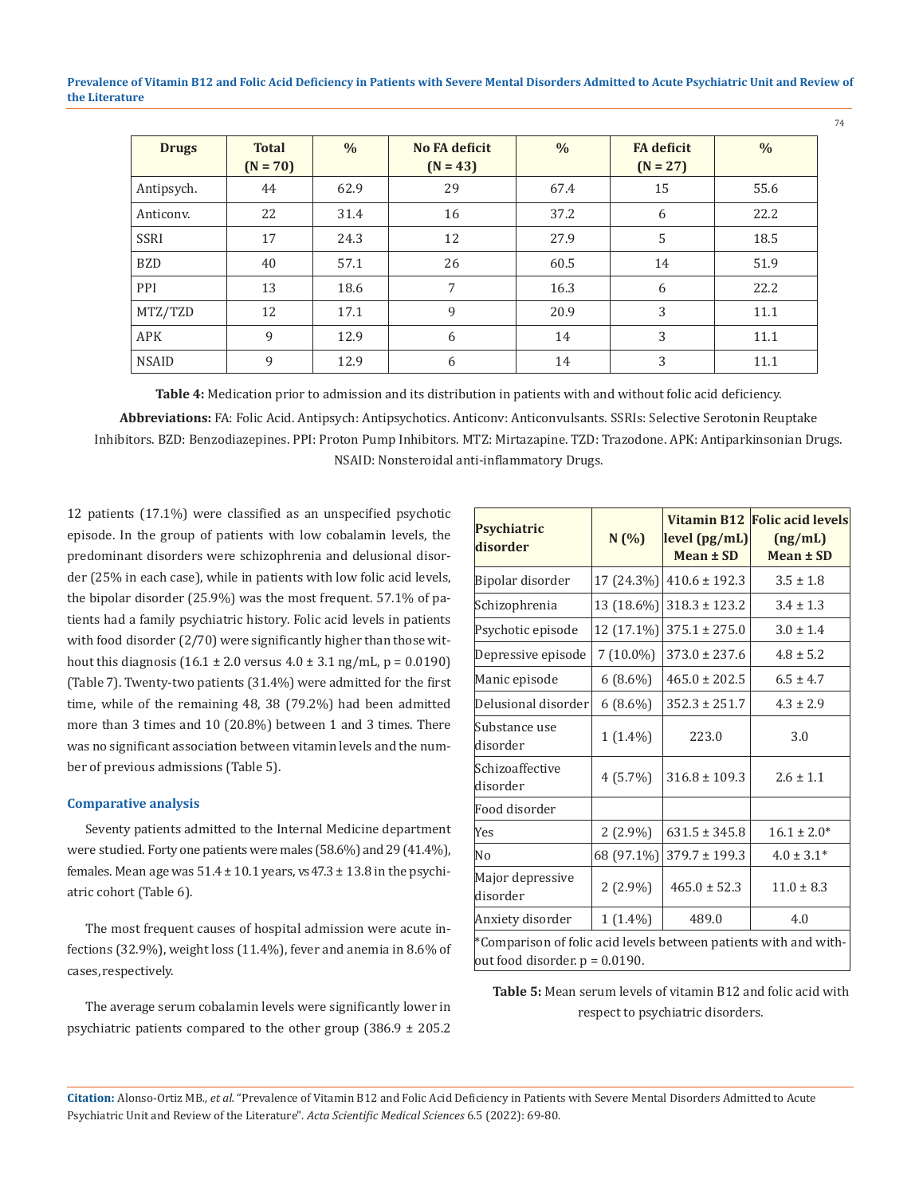| Drugs | Total (N = 70) | % | No FA deficit (N = 43) | % | FA deficit (N = 27) | % |
|---|---|---|---|---|---|---|
| Antipsych. | 44 | 62.9 | 29 | 67.4 | 15 | 55.6 |
| Anticonv. | 22 | 31.4 | 16 | 37.2 | 6 | 22.2 |
| SSRI | 17 | 24.3 | 12 | 27.9 | 5 | 18.5 |
| BZD | 40 | 57.1 | 26 | 60.5 | 14 | 51.9 |
| PPI | 13 | 18.6 | 7 | 16.3 | 6 | 22.2 |
| MTZ/TZD | 12 | 17.1 | 9 | 20.9 | 3 | 11.1 |
| APK | 9 | 12.9 | 6 | 14 | 3 | 11.1 |
| NSAID | 9 | 12.9 | 6 | 14 | 3 | 11.1 |

**Table 4:** Medication prior to admission and its distribution in patients with and without folic acid deficiency.

**Abbreviations:** FA: Folic Acid. Antipsych: Antipsychotics. Anticonv: Anticonvulsants. SSRIs: Selective Serotonin Reuptake Inhibitors. BZD: Benzodiazepines. PPI: Proton Pump Inhibitors. MTZ: Mirtazapine. TZD: Trazodone. APK: Antiparkinsonian Drugs. NSAID: Nonsteroidal anti-inflammatory Drugs.

12 patients (17.1%) were classified as an unspecified psychotic episode. In the group of patients with low cobalamin levels, the predominant disorders were schizophrenia and delusional disorder (25% in each case), while in patients with low folic acid levels, the bipolar disorder (25.9%) was the most frequent. 57.1% of patients had a family psychiatric history. Folic acid levels in patients with food disorder (2/70) were significantly higher than those without this diagnosis (16.1 ± 2.0 versus 4.0 ± 3.1 ng/mL, p = 0.0190) (Table 7). Twenty-two patients (31.4%) were admitted for the first time, while of the remaining 48, 38 (79.2%) had been admitted more than 3 times and 10 (20.8%) between 1 and 3 times. There was no significant association between vitamin levels and the number of previous admissions (Table 5).

### Comparative analysis

Seventy patients admitted to the Internal Medicine department were studied. Forty one patients were males (58.6%) and 29 (41.4%), females. Mean age was 51.4 ± 10.1 years, vs 47.3 ± 13.8 in the psychiatric cohort (Table 6).

The most frequent causes of hospital admission were acute infections (32.9%), weight loss (11.4%), fever and anemia in 8.6% of cases, respectively.

The average serum cobalamin levels were significantly lower in psychiatric patients compared to the other group (386.9 ± 205.2

| Psychiatric disorder | N (%) | Vitamin B12 level (pg/mL) Mean ± SD | Folic acid levels (ng/mL) Mean ± SD |
|---|---|---|---|
| Bipolar disorder | 17 (24.3%) | 410.6 ± 192.3 | 3.5 ± 1.8 |
| Schizophrenia | 13 (18.6%) | 318.3 ± 123.2 | 3.4 ± 1.3 |
| Psychotic episode | 12 (17.1%) | 375.1 ± 275.0 | 3.0 ± 1.4 |
| Depressive episode | 7 (10.0%) | 373.0 ± 237.6 | 4.8 ± 5.2 |
| Manic episode | 6 (8.6%) | 465.0 ± 202.5 | 6.5 ± 4.7 |
| Delusional disorder | 6 (8.6%) | 352.3 ± 251.7 | 4.3 ± 2.9 |
| Substance use disorder | 1 (1.4%) | 223.0 | 3.0 |
| Schizoaffective disorder | 4 (5.7%) | 316.8 ± 109.3 | 2.6 ± 1.1 |
| Food disorder | | | |
| Yes | 2 (2.9%) | 631.5 ± 345.8 | 16.1 ± 2.0* |
| No | 68 (97.1%) | 379.7 ± 199.3 | 4.0 ± 3.1* |
| Major depressive disorder | 2 (2.9%) | 465.0 ± 52.3 | 11.0 ± 8.3 |
| Anxiety disorder | 1 (1.4%) | 489.0 | 4.0 |

*Comparison of folic acid levels between patients with and without food disorder. p = 0.0190.

**Table 5:** Mean serum levels of vitamin B12 and folic acid with respect to psychiatric disorders.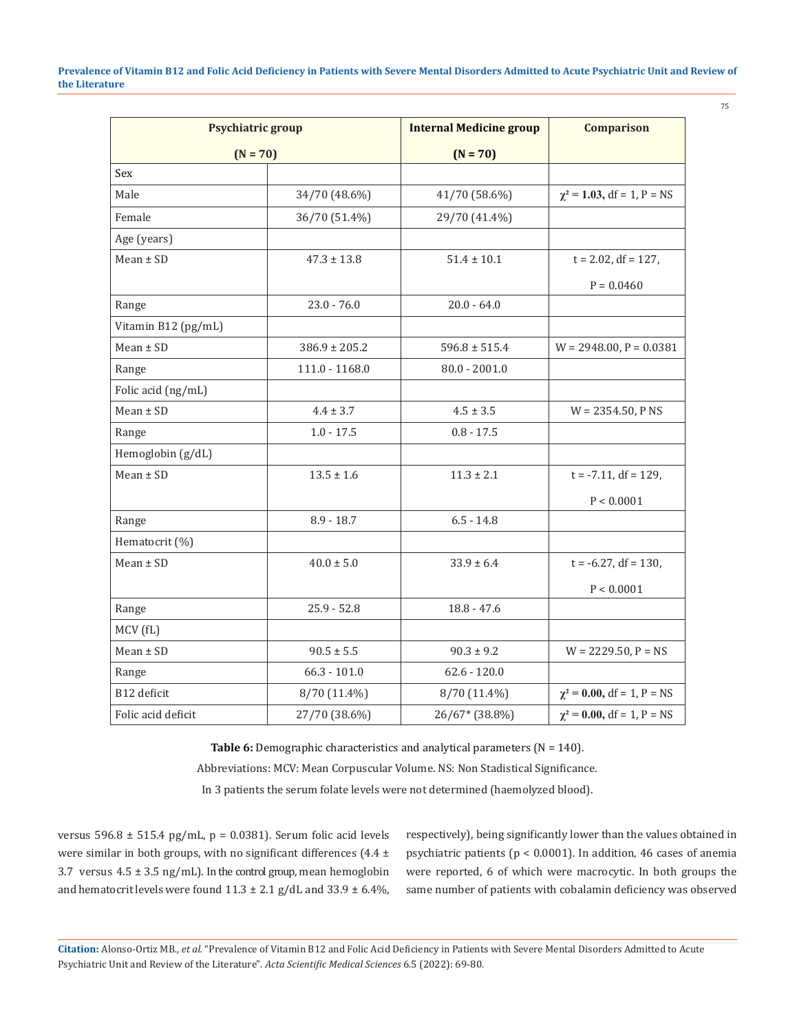| Psychiatric group (N = 70) | | Internal Medicine group (N = 70) | Comparison |
|---|---|---|---|
| Sex | | | |
| Male | 34/70 (48.6%) | 41/70 (58.6%) | $\chi^2 = 1.03$, df = 1, P = NS |
| Female | 36/70 (51.4%) | 29/70 (41.4%) | |
| Age (years) | | | |
| Mean ± SD | 47.3 ± 13.8 | 51.4 ± 10.1 | t = 2.02, df = 127, P = 0.0460 |
| Range | 23.0 - 76.0 | 20.0 - 64.0 | |
| Vitamin B12 (pg/mL) | | | |
| Mean ± SD | 386.9 ± 205.2 | 596.8 ± 515.4 | W = 2948.00, P = 0.0381 |
| Range | 111.0 - 1168.0 | 80.0 - 2001.0 | |
| Folic acid (ng/mL) | | | |
| Mean ± SD | 4.4 ± 3.7 | 4.5 ± 3.5 | W = 2354.50, P NS |
| Range | 1.0 - 17.5 | 0.8 - 17.5 | |
| Hemoglobin (g/dL) | | | |
| Mean ± SD | 13.5 ± 1.6 | 11.3 ± 2.1 | t = -7.11, df = 129, P < 0.0001 |
| Range | 8.9 - 18.7 | 6.5 - 14.8 | |
| Hematocrit (%) | | | |
| Mean ± SD | 40.0 ± 5.0 | 33.9 ± 6.4 | t = -6.27, df = 130, P < 0.0001 |
| Range | 25.9 - 52.8 | 18.8 - 47.6 | |
| MCV (fL) | | | |
| Mean ± SD | 90.5 ± 5.5 | 90.3 ± 9.2 | W = 2229.50, P = NS |
| Range | 66.3 - 101.0 | 62.6 - 120.0 | |
| B12 deficit | 8/70 (11.4%) | 8/70 (11.4%) | $\chi^2 = 0.00$, df = 1, P = NS |
| Folic acid deficit | 27/70 (38.6%) | 26/67* (38.8%) | $\chi^2 = 0.00$, df = 1, P = NS |

**Table 6:** Demographic characteristics and analytical parameters (N = 140).

Abbreviations: MCV: Mean Corpuscular Volume. NS: Non Stadistical Significance.

In 3 patients the serum folate levels were not determined (haemolyzed blood).

versus 596.8 ± 515.4 pg/mL, p = 0.0381). Serum folic acid levels were similar in both groups, with no significant differences (4.4 ± 3.7 versus 4.5 ± 3.5 ng/mL). In the control group, mean hemoglobin and hematocrit levels were found 11.3 ± 2.1 g/dL and 33.9 ± 6.4%, respectively), being significantly lower than the values obtained in psychiatric patients (p < 0.0001). In addition, 46 cases of anemia were reported, 6 of which were macrocytic. In both groups the same number of patients with cobalamin deficiency was observed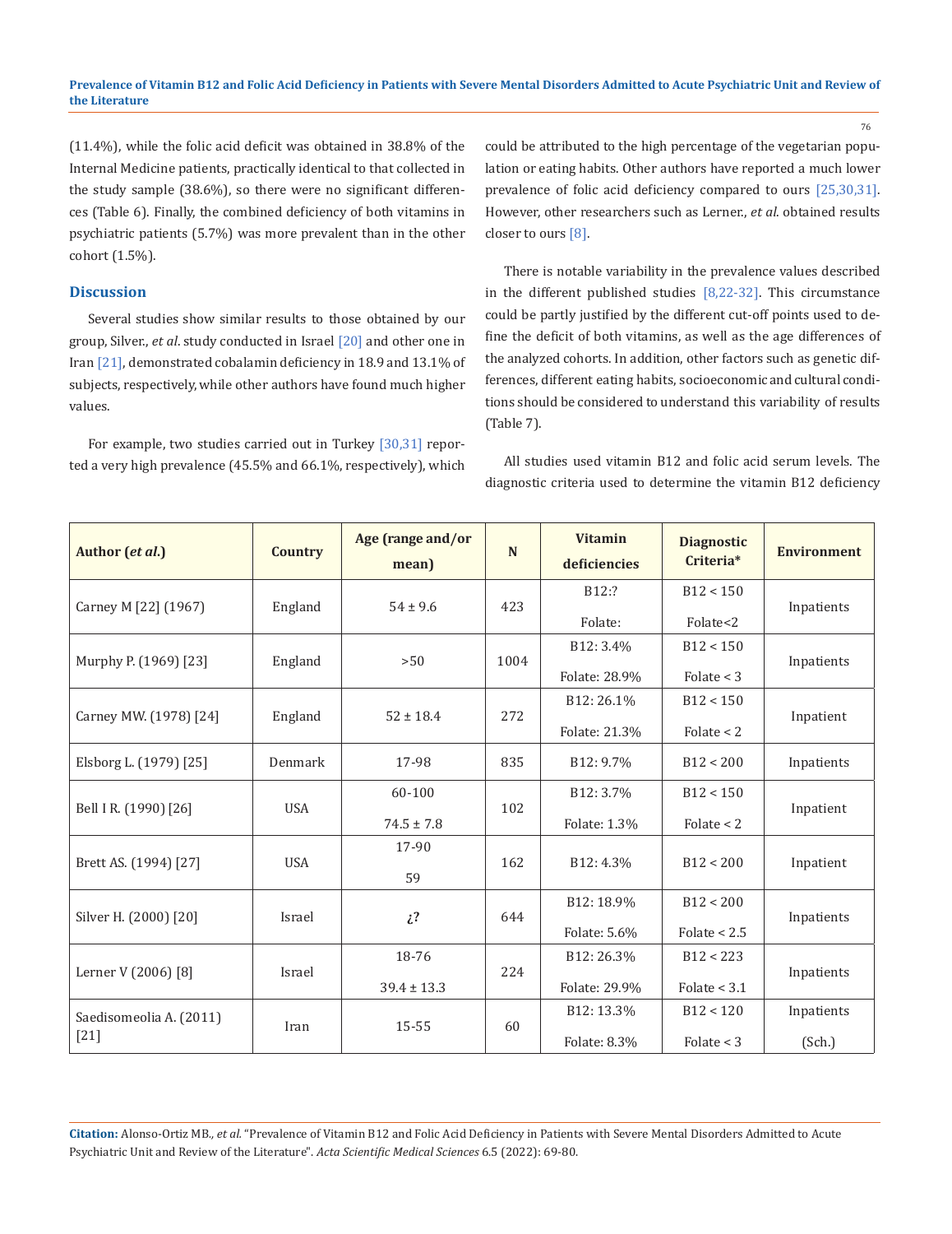(11.4%), while the folic acid deficit was obtained in 38.8% of the Internal Medicine patients, practically identical to that collected in the study sample (38.6%), so there were no significant differences (Table 6). Finally, the combined deficiency of both vitamins in psychiatric patients (5.7%) was more prevalent than in the other cohort (1.5%).

## Discussion

Several studies show similar results to those obtained by our group, Silver., *et al*. study conducted in Israel [20] and other one in Iran [21], demonstrated cobalamin deficiency in 18.9 and 13.1% of subjects, respectively, while other authors have found much higher values.

For example, two studies carried out in Turkey [30,31] reported a very high prevalence (45.5% and 66.1%, respectively), which could be attributed to the high percentage of the vegetarian population or eating habits. Other authors have reported a much lower prevalence of folic acid deficiency compared to ours [25,30,31]. However, other researchers such as Lerner., *et al*. obtained results closer to ours [8].

There is notable variability in the prevalence values described in the different published studies [8,22-32]. This circumstance could be partly justified by the different cut-off points used to define the deficit of both vitamins, as well as the age differences of the analyzed cohorts. In addition, other factors such as genetic differences, different eating habits, socioeconomic and cultural conditions should be considered to understand this variability of results (Table 7).

All studies used vitamin B12 and folic acid serum levels. The diagnostic criteria used to determine the vitamin B12 deficiency

| Author (*et al.*) | Country | Age (range and/or mean) | N | Vitamin deficiencies | Diagnostic Criteria* | Environment |
|---|---|---|---|---|---|---|
| Carney M [22] (1967) | England | 54 ± 9.6 | 423 | B12:? <br> Folate: | B12 < 150 <br> Folate<2 | Inpatients |
| Murphy P. (1969) [23] | England | >50 | 1004 | B12: 3.4% <br> Folate: 28.9% | B12 < 150 <br> Folate < 3 | Inpatients |
| Carney MW. (1978) [24] | England | 52 ± 18.4 | 272 | B12: 26.1% <br> Folate: 21.3% | B12 < 150 <br> Folate < 2 | Inpatient |
| Elsborg L. (1979) [25] | Denmark | 17-98 | 835 | B12: 9.7% | B12 < 200 | Inpatients |
| Bell I R. (1990) [26] | USA | 60-100 <br> 74.5 ± 7.8 | 102 | B12: 3.7% <br> Folate: 1.3% | B12 < 150 <br> Folate < 2 | Inpatient |
| Brett AS. (1994) [27] | USA | 17-90 <br> 59 | 162 | B12: 4.3% | B12 < 200 | Inpatient |
| Silver H. (2000) [20] | Israel | ¿? | 644 | B12: 18.9% <br> Folate: 5.6% | B12 < 200 <br> Folate < 2.5 | Inpatients |
| Lerner V (2006) [8] | Israel | 18-76 <br> 39.4 ± 13.3 | 224 | B12: 26.3% <br> Folate: 29.9% | B12 < 223 <br> Folate < 3.1 | Inpatients |
| Saedisomeolia A. (2011) [21] | Iran | 15-55 | 60 | B12: 13.3% <br> Folate: 8.3% | B12 < 120 <br> Folate < 3 | Inpatients <br> (Sch.) |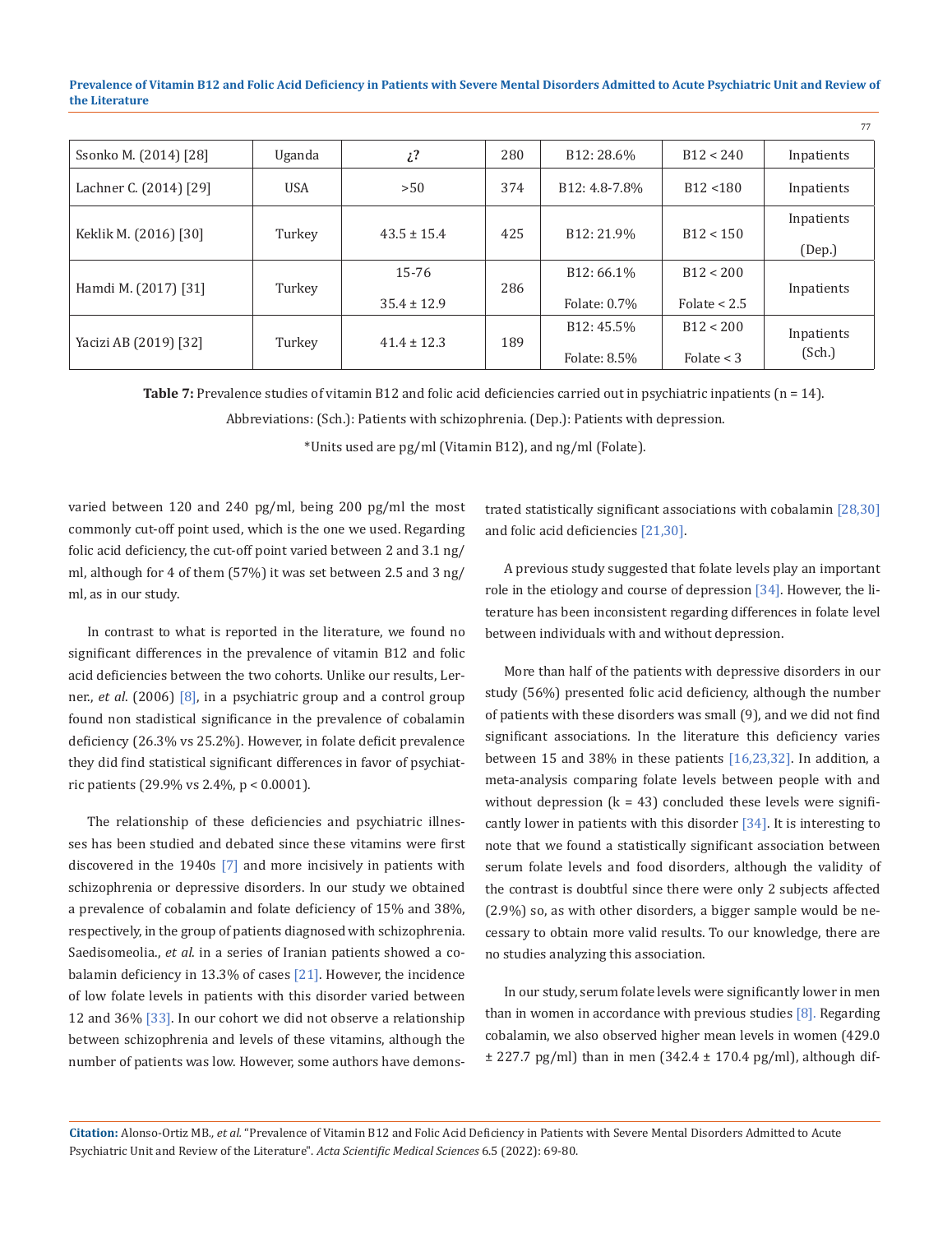| Ssonko M. (2014) [28] | Uganda | ¿? | 280 | B12: 28.6% | B12 < 240 | Inpatients |
|---|---|---|---|---|---|---|
| Lachner C. (2014) [29] | USA | >50 | 374 | B12: 4.8-7.8% | B12 <180 | Inpatients |
| Keklik M. (2016) [30] | Turkey | 43.5 ± 15.4 | 425 | B12: 21.9% | B12 < 150 | Inpatients (Dep.) |
| Hamdi M. (2017) [31] | Turkey | 15-76 35.4 ± 12.9 | 286 | B12: 66.1% Folate: 0.7% | B12 < 200 Folate < 2.5 | Inpatients |
| Yacizi AB (2019) [32] | Turkey | 41.4 ± 12.3 | 189 | B12: 45.5% Folate: 8.5% | B12 < 200 Folate < 3 | Inpatients (Sch.) |

**Table 7:** Prevalence studies of vitamin B12 and folic acid deficiencies carried out in psychiatric inpatients (n = 14).

Abbreviations: (Sch.): Patients with schizophrenia. (Dep.): Patients with depression.

*Units used are pg/ml (Vitamin B12), and ng/ml (Folate).

varied between 120 and 240 pg/ml, being 200 pg/ml the most commonly cut-off point used, which is the one we used. Regarding folic acid deficiency, the cut-off point varied between 2 and 3.1 ng/ml, although for 4 of them (57%) it was set between 2.5 and 3 ng/ml, as in our study.

In contrast to what is reported in the literature, we found no significant differences in the prevalence of vitamin B12 and folic acid deficiencies between the two cohorts. Unlike our results, Lerner., *et al*. (2006) [8], in a psychiatric group and a control group found non stadistical significance in the prevalence of cobalamin deficiency (26.3% vs 25.2%). However, in folate deficit prevalence they did find statistical significant differences in favor of psychiatric patients (29.9% vs 2.4%, $p < 0.0001$).

The relationship of these deficiencies and psychiatric illnesses has been studied and debated since these vitamins were first discovered in the 1940s [7] and more incisively in patients with schizophrenia or depressive disorders. In our study we obtained a prevalence of cobalamin and folate deficiency of 15% and 38%, respectively, in the group of patients diagnosed with schizophrenia. Saedisomeolia., *et al*. in a series of Iranian patients showed a cobalamin deficiency in 13.3% of cases [21]. However, the incidence of low folate levels in patients with this disorder varied between 12 and 36% [33]. In our cohort we did not observe a relationship between schizophrenia and levels of these vitamins, although the number of patients was low. However, some authors have demonstrated statistically significant associations with cobalamin [28,30] and folic acid deficiencies [21,30].

A previous study suggested that folate levels play an important role in the etiology and course of depression [34]. However, the literature has been inconsistent regarding differences in folate level between individuals with and without depression.

More than half of the patients with depressive disorders in our study (56%) presented folic acid deficiency, although the number of patients with these disorders was small (9), and we did not find significant associations. In the literature this deficiency varies between 15 and 38% in these patients [16,23,32]. In addition, a meta-analysis comparing folate levels between people with and without depression (k = 43) concluded these levels were significantly lower in patients with this disorder [34]. It is interesting to note that we found a statistically significant association between serum folate levels and food disorders, although the validity of the contrast is doubtful since there were only 2 subjects affected (2.9%) so, as with other disorders, a bigger sample would be necessary to obtain more valid results. To our knowledge, there are no studies analyzing this association.

In our study, serum folate levels were significantly lower in men than in women in accordance with previous studies [8]. Regarding cobalamin, we also observed higher mean levels in women (429.0 ± 227.7 pg/ml) than in men (342.4 ± 170.4 pg/ml), although dif-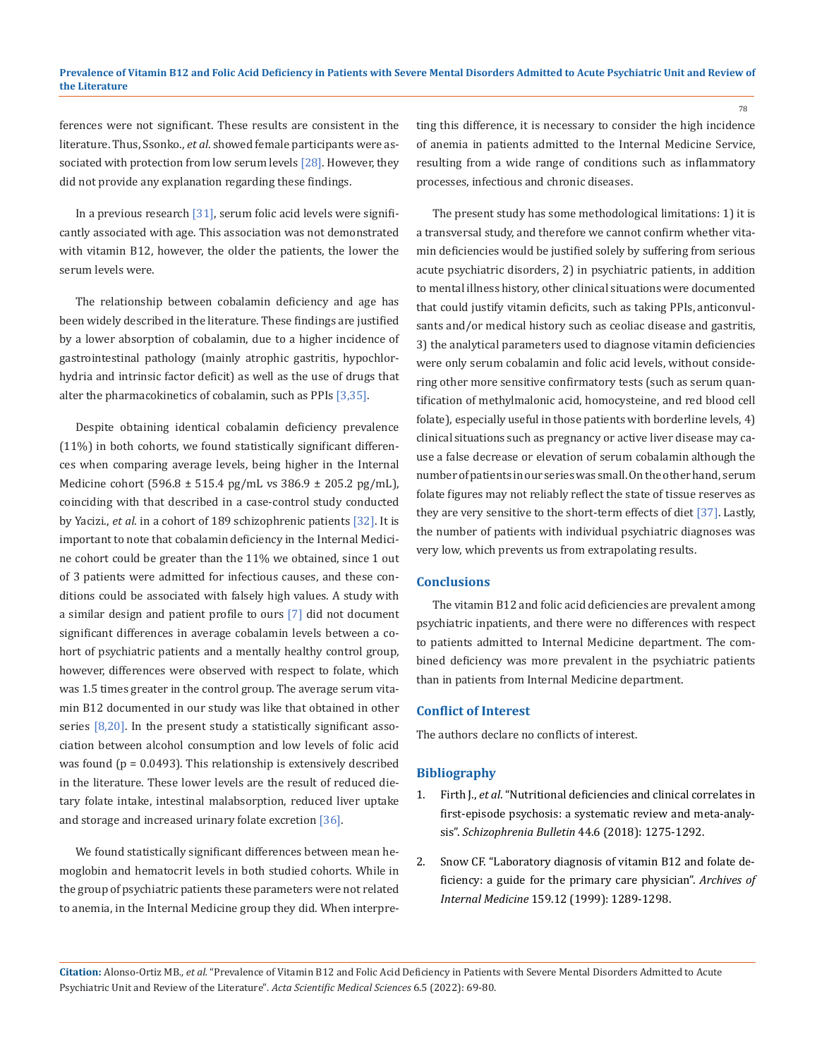ferences were not significant. These results are consistent in the literature. Thus, Ssonko., *et al*. showed female participants were associated with protection from low serum levels [28]. However, they did not provide any explanation regarding these findings.

In a previous research [31], serum folic acid levels were significantly associated with age. This association was not demonstrated with vitamin B12, however, the older the patients, the lower the serum levels were.

The relationship between cobalamin deficiency and age has been widely described in the literature. These findings are justified by a lower absorption of cobalamin, due to a higher incidence of gastrointestinal pathology (mainly atrophic gastritis, hypochlorhydria and intrinsic factor deficit) as well as the use of drugs that alter the pharmacokinetics of cobalamin, such as PPIs [3,35].

Despite obtaining identical cobalamin deficiency prevalence (11%) in both cohorts, we found statistically significant differences when comparing average levels, being higher in the Internal Medicine cohort (596.8 ± 515.4 pg/mL vs 386.9 ± 205.2 pg/mL), coinciding with that described in a case-control study conducted by Yacizi., *et al*. in a cohort of 189 schizophrenic patients [32]. It is important to note that cobalamin deficiency in the Internal Medicine cohort could be greater than the 11% we obtained, since 1 out of 3 patients were admitted for infectious causes, and these conditions could be associated with falsely high values. A study with a similar design and patient profile to ours [7] did not document significant differences in average cobalamin levels between a cohort of psychiatric patients and a mentally healthy control group, however, differences were observed with respect to folate, which was 1.5 times greater in the control group. The average serum vitamin B12 documented in our study was like that obtained in other series [8,20]. In the present study a statistically significant association between alcohol consumption and low levels of folic acid was found ($p = 0.0493$). This relationship is extensively described in the literature. These lower levels are the result of reduced dietary folate intake, intestinal malabsorption, reduced liver uptake and storage and increased urinary folate excretion [36].

We found statistically significant differences between mean hemoglobin and hematocrit levels in both studied cohorts. While in the group of psychiatric patients these parameters were not related to anemia, in the Internal Medicine group they did. When interpreting this difference, it is necessary to consider the high incidence of anemia in patients admitted to the Internal Medicine Service, resulting from a wide range of conditions such as inflammatory processes, infectious and chronic diseases.

The present study has some methodological limitations: 1) it is a transversal study, and therefore we cannot confirm whether vitamin deficiencies would be justified solely by suffering from serious acute psychiatric disorders, 2) in psychiatric patients, in addition to mental illness history, other clinical situations were documented that could justify vitamin deficits, such as taking PPIs, anticonvulsants and/or medical history such as ceoliac disease and gastritis, 3) the analytical parameters used to diagnose vitamin deficiencies were only serum cobalamin and folic acid levels, without considering other more sensitive confirmatory tests (such as serum quantification of methylmalonic acid, homocysteine, and red blood cell folate), especially useful in those patients with borderline levels, 4) clinical situations such as pregnancy or active liver disease may cause a false decrease or elevation of serum cobalamin although the number of patients in our series was small. On the other hand, serum folate figures may not reliably reflect the state of tissue reserves as they are very sensitive to the short-term effects of diet [37]. Lastly, the number of patients with individual psychiatric diagnoses was very low, which prevents us from extrapolating results.

## Conclusions

The vitamin B12 and folic acid deficiencies are prevalent among psychiatric inpatients, and there were no differences with respect to patients admitted to Internal Medicine department. The combined deficiency was more prevalent in the psychiatric patients than in patients from Internal Medicine department.

## Conflict of Interest

The authors declare no conflicts of interest.

## Bibliography

1. Firth J., *et al*. "Nutritional deficiencies and clinical correlates in first-episode psychosis: a systematic review and meta-analysis". *Schizophrenia Bulletin* 44.6 (2018): 1275-1292.
2. Snow CF. "Laboratory diagnosis of vitamin B12 and folate deficiency: a guide for the primary care physician". *Archives of Internal Medicine* 159.12 (1999): 1289-1298.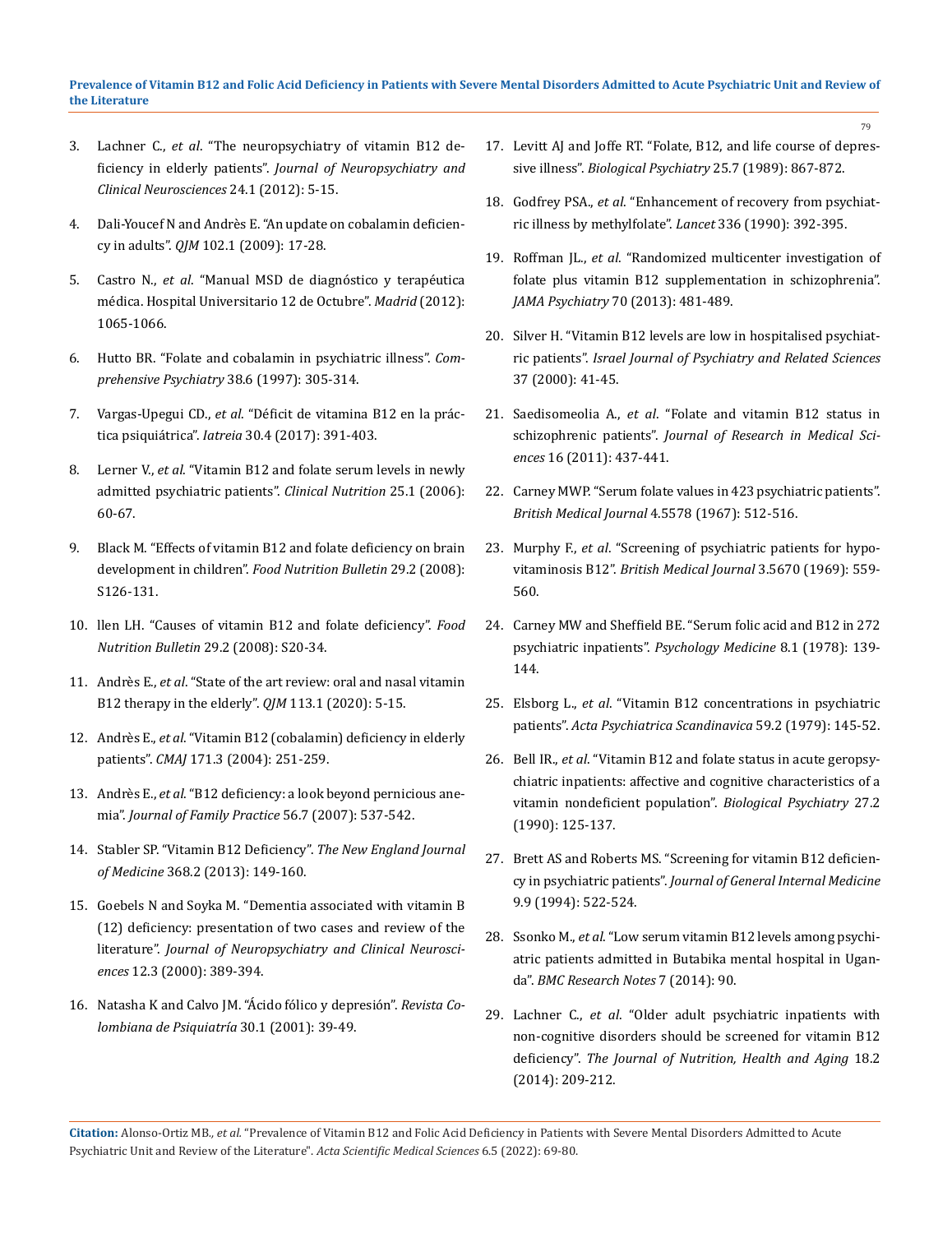3. Lachner C., *et al*. "The neuropsychiatry of vitamin B12 deficiency in elderly patients". *Journal of Neuropsychiatry and Clinical Neurosciences* 24.1 (2012): 5-15.

4. Dali-Youcef N and Andrès E. "An update on cobalamin deficiency in adults". *QJM* 102.1 (2009): 17-28.

5. Castro N., *et al*. "Manual MSD de diagnóstico y terapéutica médica. Hospital Universitario 12 de Octubre". *Madrid* (2012): 1065-1066.

6. Hutto BR. "Folate and cobalamin in psychiatric illness". *Comprehensive Psychiatry* 38.6 (1997): 305-314.

7. Vargas-Upegui CD., *et al*. "Déficit de vitamina B12 en la práctica psiquiátrica". *Iatreia* 30.4 (2017): 391-403.

8. Lerner V., *et al*. "Vitamin B12 and folate serum levels in newly admitted psychiatric patients". *Clinical Nutrition* 25.1 (2006): 60-67.

9. Black M. "Effects of vitamin B12 and folate deficiency on brain development in children". *Food Nutrition Bulletin* 29.2 (2008): S126-131.

10. llen LH. "Causes of vitamin B12 and folate deficiency". *Food Nutrition Bulletin* 29.2 (2008): S20-34.

11. Andrès E., *et al*. "State of the art review: oral and nasal vitamin B12 therapy in the elderly". *QJM* 113.1 (2020): 5-15.

12. Andrès E., *et al*. "Vitamin B12 (cobalamin) deficiency in elderly patients". *CMAJ* 171.3 (2004): 251-259.

13. Andrès E., *et al*. "B12 deficiency: a look beyond pernicious anemia". *Journal of Family Practice* 56.7 (2007): 537-542.

14. Stabler SP. "Vitamin B12 Deficiency". *The New England Journal of Medicine* 368.2 (2013): 149-160.

15. Goebels N and Soyka M. "Dementia associated with vitamin B (12) deficiency: presentation of two cases and review of the literature". *Journal of Neuropsychiatry and Clinical Neurosciences* 12.3 (2000): 389-394.

16. Natasha K and Calvo JM. "Ácido fólico y depresión". *Revista Colombiana de Psiquiatría* 30.1 (2001): 39-49.

17. Levitt AJ and Joffe RT. "Folate, B12, and life course of depressive illness". *Biological Psychiatry* 25.7 (1989): 867-872.

18. Godfrey PSA., *et al*. "Enhancement of recovery from psychiatric illness by methylfolate". *Lancet* 336 (1990): 392-395.

19. Roffman JL., *et al*. "Randomized multicenter investigation of folate plus vitamin B12 supplementation in schizophrenia". *JAMA Psychiatry* 70 (2013): 481-489.

20. Silver H. "Vitamin B12 levels are low in hospitalised psychiatric patients". *Israel Journal of Psychiatry and Related Sciences* 37 (2000): 41-45.

21. Saedisomeolia A., *et al*. "Folate and vitamin B12 status in schizophrenic patients". *Journal of Research in Medical Sciences* 16 (2011): 437-441.

22. Carney MWP. "Serum folate values in 423 psychiatric patients". *British Medical Journal* 4.5578 (1967): 512-516.

23. Murphy F., *et al*. "Screening of psychiatric patients for hypovitaminosis B12". *British Medical Journal* 3.5670 (1969): 559-560.

24. Carney MW and Sheffield BE. "Serum folic acid and B12 in 272 psychiatric inpatients". *Psychology Medicine* 8.1 (1978): 139-144.

25. Elsborg L., *et al*. "Vitamin B12 concentrations in psychiatric patients". *Acta Psychiatrica Scandinavica* 59.2 (1979): 145-52.

26. Bell IR., *et al*. "Vitamin B12 and folate status in acute geropsychiatric inpatients: affective and cognitive characteristics of a vitamin nondeficient population". *Biological Psychiatry* 27.2 (1990): 125-137.

27. Brett AS and Roberts MS. "Screening for vitamin B12 deficiency in psychiatric patients". *Journal of General Internal Medicine* 9.9 (1994): 522-524.

28. Ssonko M., *et al*. "Low serum vitamin B12 levels among psychiatric patients admitted in Butabika mental hospital in Uganda". *BMC Research Notes* 7 (2014): 90.

29. Lachner C., *et al*. "Older adult psychiatric inpatients with non-cognitive disorders should be screened for vitamin B12 deficiency". *The Journal of Nutrition, Health and Aging* 18.2 (2014): 209-212.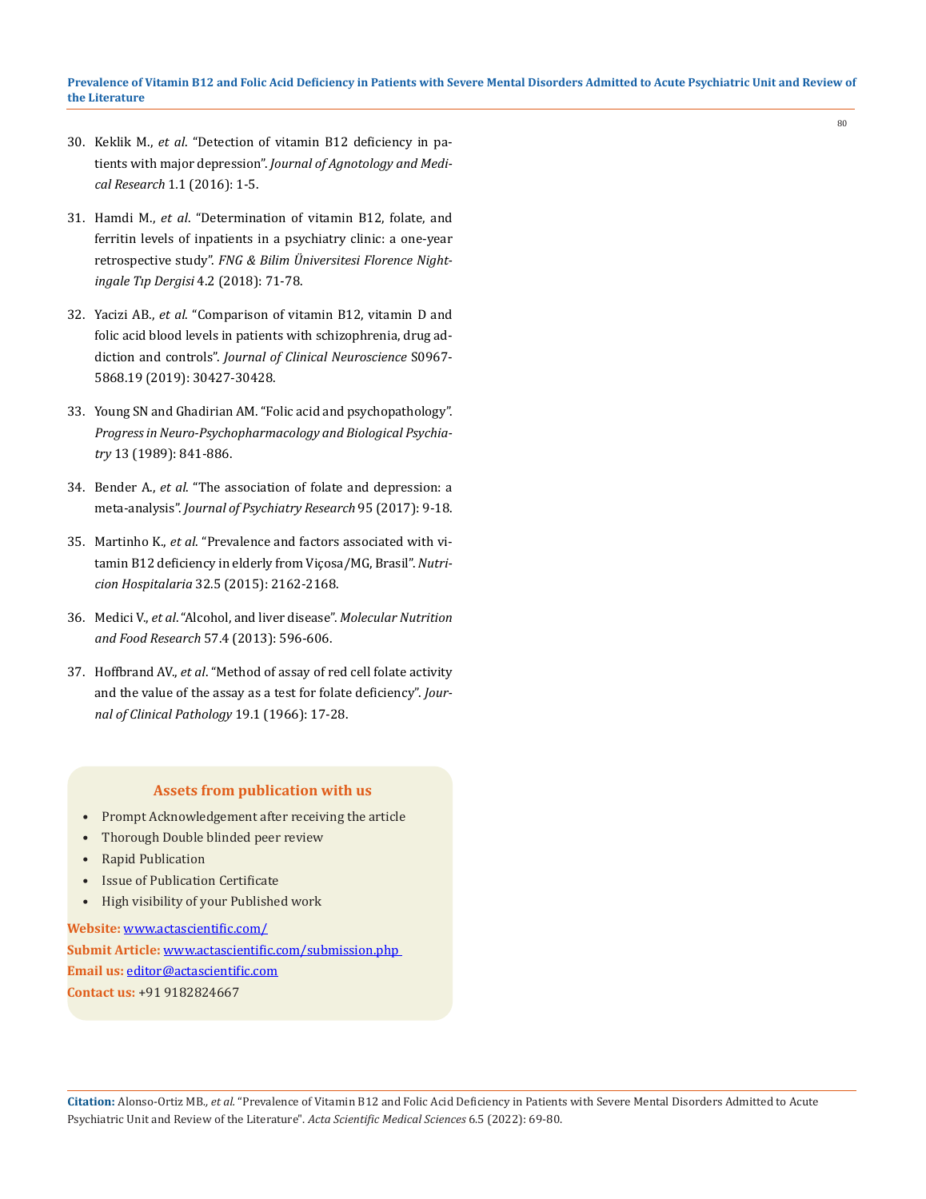30. Keklik M., *et al*. "Detection of vitamin B12 deficiency in patients with major depression". *Journal of Agnotology and Medical Research* 1.1 (2016): 1-5.

31. Hamdi M., *et al*. "Determination of vitamin B12, folate, and ferritin levels of inpatients in a psychiatry clinic: a one-year retrospective study". *FNG & Bilim Üniversitesi Florence Nightingale Tıp Dergisi* 4.2 (2018): 71-78.

32. Yacizi AB., *et al*. "Comparison of vitamin B12, vitamin D and folic acid blood levels in patients with schizophrenia, drug addiction and controls". *Journal of Clinical Neuroscience* S0967-5868.19 (2019): 30427-30428.

33. Young SN and Ghadirian AM. "Folic acid and psychopathology". *Progress in Neuro-Psychopharmacology and Biological Psychiatry* 13 (1989): 841-886.

34. Bender A., *et al*. "The association of folate and depression: a meta-analysis". *Journal of Psychiatry Research* 95 (2017): 9-18.

35. Martinho K., *et al*. "Prevalence and factors associated with vitamin B12 deficiency in elderly from Viçosa/MG, Brasil". *Nutricion Hospitalaria* 32.5 (2015): 2162-2168.

36. Medici V., *et al*. "Alcohol, and liver disease". *Molecular Nutrition and Food Research* 57.4 (2013): 596-606.

37. Hoffbrand AV., *et al*. "Method of assay of red cell folate activity and the value of the assay as a test for folate deficiency". *Journal of Clinical Pathology* 19.1 (1966): 17-28.

**Assets from publication with us**

- Prompt Acknowledgement after receiving the article
- Thorough Double blinded peer review
- Rapid Publication
- Issue of Publication Certificate
- High visibility of your Published work

**Website:** www.actascientific.com/
**Submit Article:** www.actascientific.com/submission.php
**Email us:** editor@actascientific.com
**Contact us:** +91 9182824667